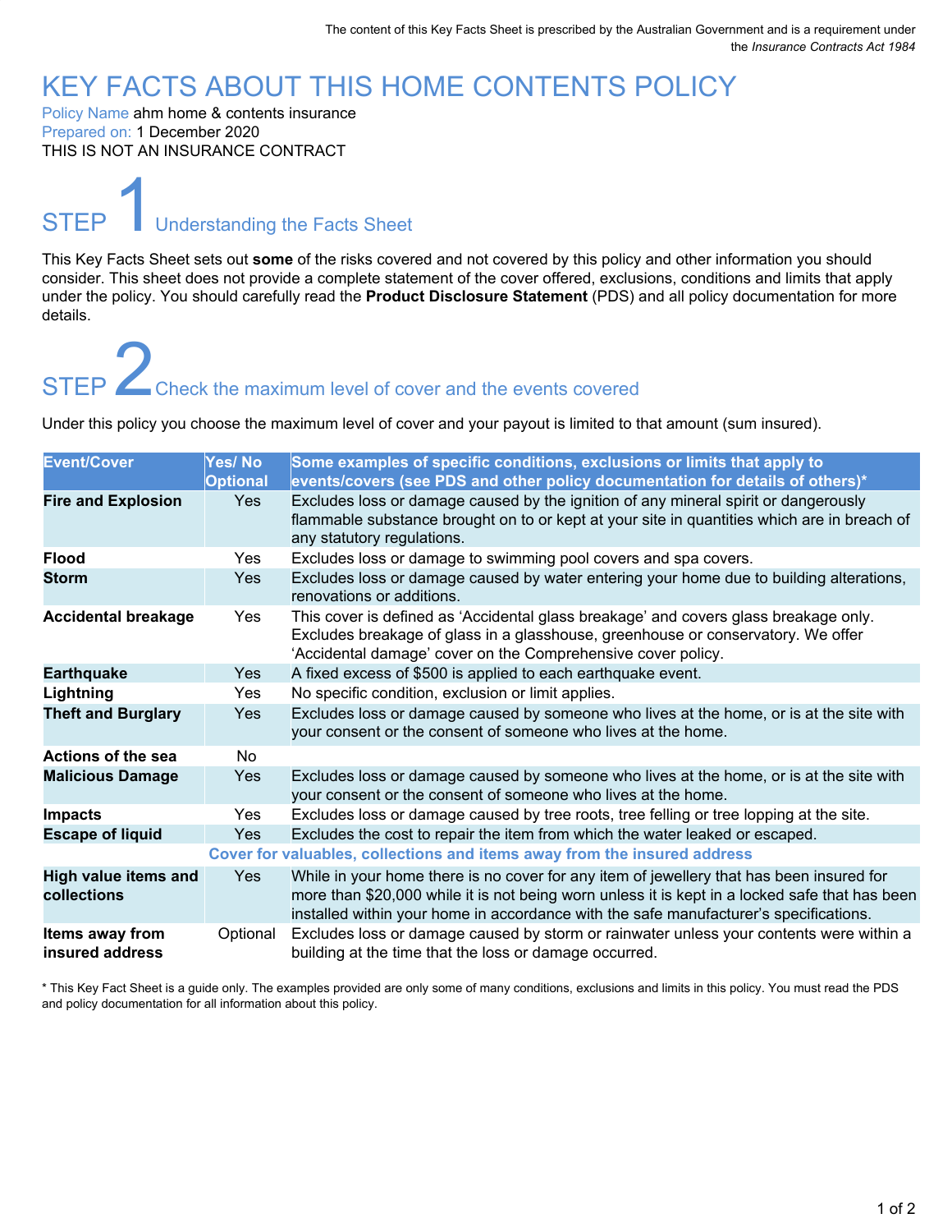The content of this Key Facts Sheet is prescribed by the Australian Government and is a requirement under the *Insurance Contracts Act 1984*

# KEY FACTS ABOUT THIS HOME CONTENTS POLICY

Policy Name ahm home & contents insurance
Prepared on: 1 December 2020
THIS IS NOT AN INSURANCE CONTRACT

## STEP 1 Understanding the Facts Sheet

This Key Facts Sheet sets out **some** of the risks covered and not covered by this policy and other information you should consider. This sheet does not provide a complete statement of the cover offered, exclusions, conditions and limits that apply under the policy. You should carefully read the **Product Disclosure Statement** (PDS) and all policy documentation for more details.

## STEP 2 Check the maximum level of cover and the events covered

Under this policy you choose the maximum level of cover and your payout is limited to that amount (sum insured).

| Event/Cover | Yes/ No Optional | Some examples of specific conditions, exclusions or limits that apply to events/covers (see PDS and other policy documentation for details of others)* |
|---|---|---|
| **Fire and Explosion** | Yes | Excludes loss or damage caused by the ignition of any mineral spirit or dangerously flammable substance brought on to or kept at your site in quantities which are in breach of any statutory regulations. |
| **Flood** | Yes | Excludes loss or damage to swimming pool covers and spa covers. |
| **Storm** | Yes | Excludes loss or damage caused by water entering your home due to building alterations, renovations or additions. |
| **Accidental breakage** | Yes | This cover is defined as 'Accidental glass breakage' and covers glass breakage only. Excludes breakage of glass in a glasshouse, greenhouse or conservatory. We offer 'Accidental damage' cover on the Comprehensive cover policy. |
| **Earthquake** | Yes | A fixed excess of $500 is applied to each earthquake event. |
| **Lightning** | Yes | No specific condition, exclusion or limit applies. |
| **Theft and Burglary** | Yes | Excludes loss or damage caused by someone who lives at the home, or is at the site with your consent or the consent of someone who lives at the home. |
| **Actions of the sea** | No | |
| **Malicious Damage** | Yes | Excludes loss or damage caused by someone who lives at the home, or is at the site with your consent or the consent of someone who lives at the home. |
| **Impacts** | Yes | Excludes loss or damage caused by tree roots, tree felling or tree lopping at the site. |
| **Escape of liquid** | Yes | Excludes the cost to repair the item from which the water leaked or escaped. |
| | | **Cover for valuables, collections and items away from the insured address** |
| **High value items and collections** | Yes | While in your home there is no cover for any item of jewellery that has been insured for more than $20,000 while it is not being worn unless it is kept in a locked safe that has been installed within your home in accordance with the safe manufacturer's specifications. |
| **Items away from insured address** | Optional | Excludes loss or damage caused by storm or rainwater unless your contents were within a building at the time that the loss or damage occurred. |

\* This Key Fact Sheet is a guide only. The examples provided are only some of many conditions, exclusions and limits in this policy. You must read the PDS and policy documentation for all information about this policy.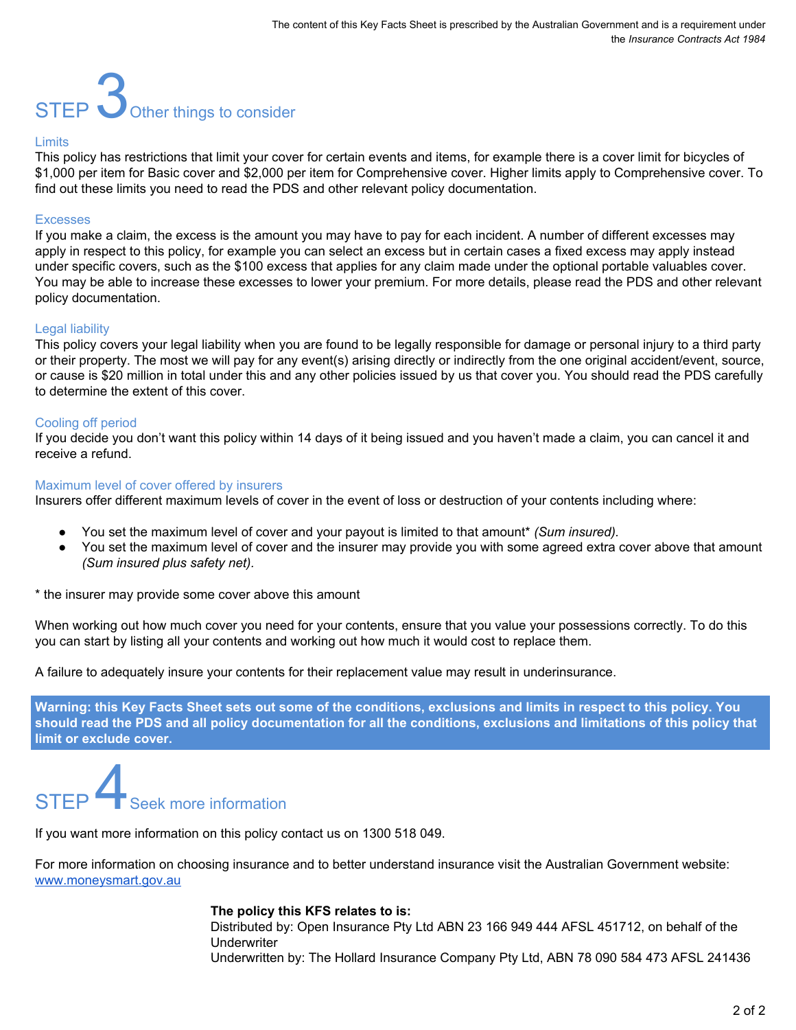The content of this Key Facts Sheet is prescribed by the Australian Government and is a requirement under the *Insurance Contracts Act 1984*

# STEP 3 Other things to consider

### Limits

This policy has restrictions that limit your cover for certain events and items, for example there is a cover limit for bicycles of $1,000 per item for Basic cover and $2,000 per item for Comprehensive cover. Higher limits apply to Comprehensive cover. To find out these limits you need to read the PDS and other relevant policy documentation.

### Excesses

If you make a claim, the excess is the amount you may have to pay for each incident. A number of different excesses may apply in respect to this policy, for example you can select an excess but in certain cases a fixed excess may apply instead under specific covers, such as the $100 excess that applies for any claim made under the optional portable valuables cover. You may be able to increase these excesses to lower your premium. For more details, please read the PDS and other relevant policy documentation.

### Legal liability

This policy covers your legal liability when you are found to be legally responsible for damage or personal injury to a third party or their property. The most we will pay for any event(s) arising directly or indirectly from the one original accident/event, source, or cause is $20 million in total under this and any other policies issued by us that cover you. You should read the PDS carefully to determine the extent of this cover.

### Cooling off period

If you decide you don't want this policy within 14 days of it being issued and you haven't made a claim, you can cancel it and receive a refund.

### Maximum level of cover offered by insurers

Insurers offer different maximum levels of cover in the event of loss or destruction of your contents including where:

- You set the maximum level of cover and your payout is limited to that amount* *(Sum insured)*.
- You set the maximum level of cover and the insurer may provide you with some agreed extra cover above that amount *(Sum insured plus safety net)*.

* the insurer may provide some cover above this amount

When working out how much cover you need for your contents, ensure that you value your possessions correctly. To do this you can start by listing all your contents and working out how much it would cost to replace them.

A failure to adequately insure your contents for their replacement value may result in underinsurance.

**Warning: this Key Facts Sheet sets out some of the conditions, exclusions and limits in respect to this policy. You should read the PDS and all policy documentation for all the conditions, exclusions and limitations of this policy that limit or exclude cover.**

# STEP 4 Seek more information

If you want more information on this policy contact us on 1300 518 049.

For more information on choosing insurance and to better understand insurance visit the Australian Government website: [www.moneysmart.gov.au](http://www.moneysmart.gov.au)

**The policy this KFS relates to is:**
Distributed by: Open Insurance Pty Ltd ABN 23 166 949 444 AFSL 451712, on behalf of the Underwriter
Underwritten by: The Hollard Insurance Company Pty Ltd, ABN 78 090 584 473 AFSL 241436